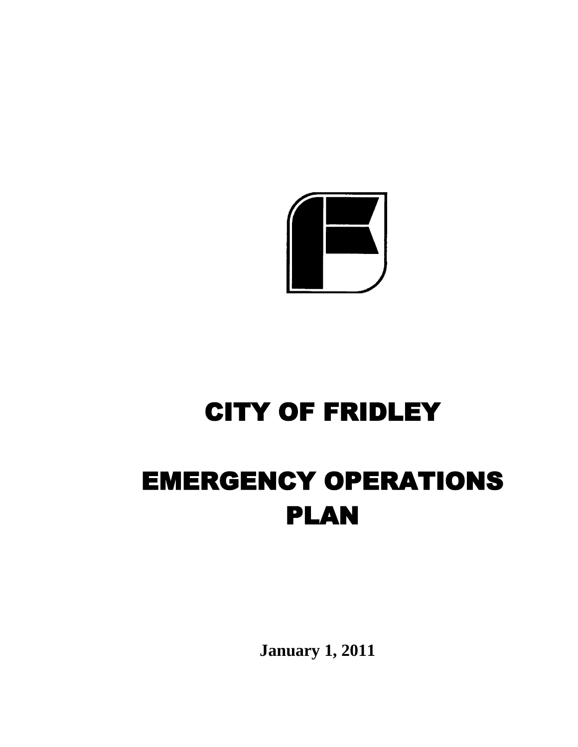# CITY OF FRIDLEY

# EMERGENCY OPERATIONS PLAN

**January 1, 2011**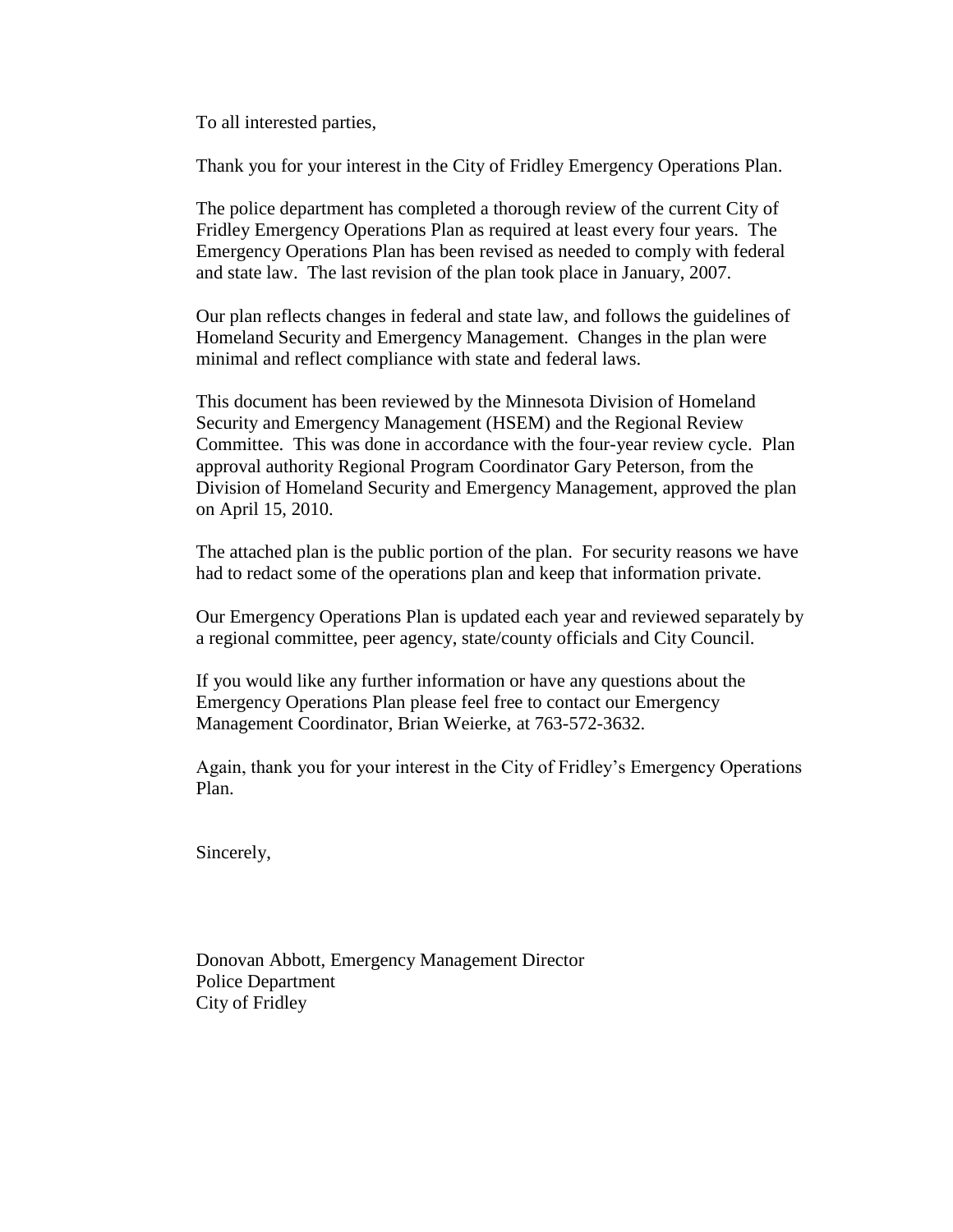To all interested parties,

Thank you for your interest in the City of Fridley Emergency Operations Plan.

The police department has completed a thorough review of the current City of Fridley Emergency Operations Plan as required at least every four years. The Emergency Operations Plan has been revised as needed to comply with federal and state law. The last revision of the plan took place in January, 2007.

Our plan reflects changes in federal and state law, and follows the guidelines of Homeland Security and Emergency Management. Changes in the plan were minimal and reflect compliance with state and federal laws.

This document has been reviewed by the Minnesota Division of Homeland Security and Emergency Management (HSEM) and the Regional Review Committee. This was done in accordance with the four-year review cycle. Plan approval authority Regional Program Coordinator Gary Peterson, from the Division of Homeland Security and Emergency Management, approved the plan on April 15, 2010.

The attached plan is the public portion of the plan. For security reasons we have had to redact some of the operations plan and keep that information private.

Our Emergency Operations Plan is updated each year and reviewed separately by a regional committee, peer agency, state/county officials and City Council.

If you would like any further information or have any questions about the Emergency Operations Plan please feel free to contact our Emergency Management Coordinator, Brian Weierke, at 763-572-3632.

Again, thank you for your interest in the City of Fridley's Emergency Operations Plan.

Sincerely,

Donovan Abbott, Emergency Management Director  
Police Department  
City of Fridley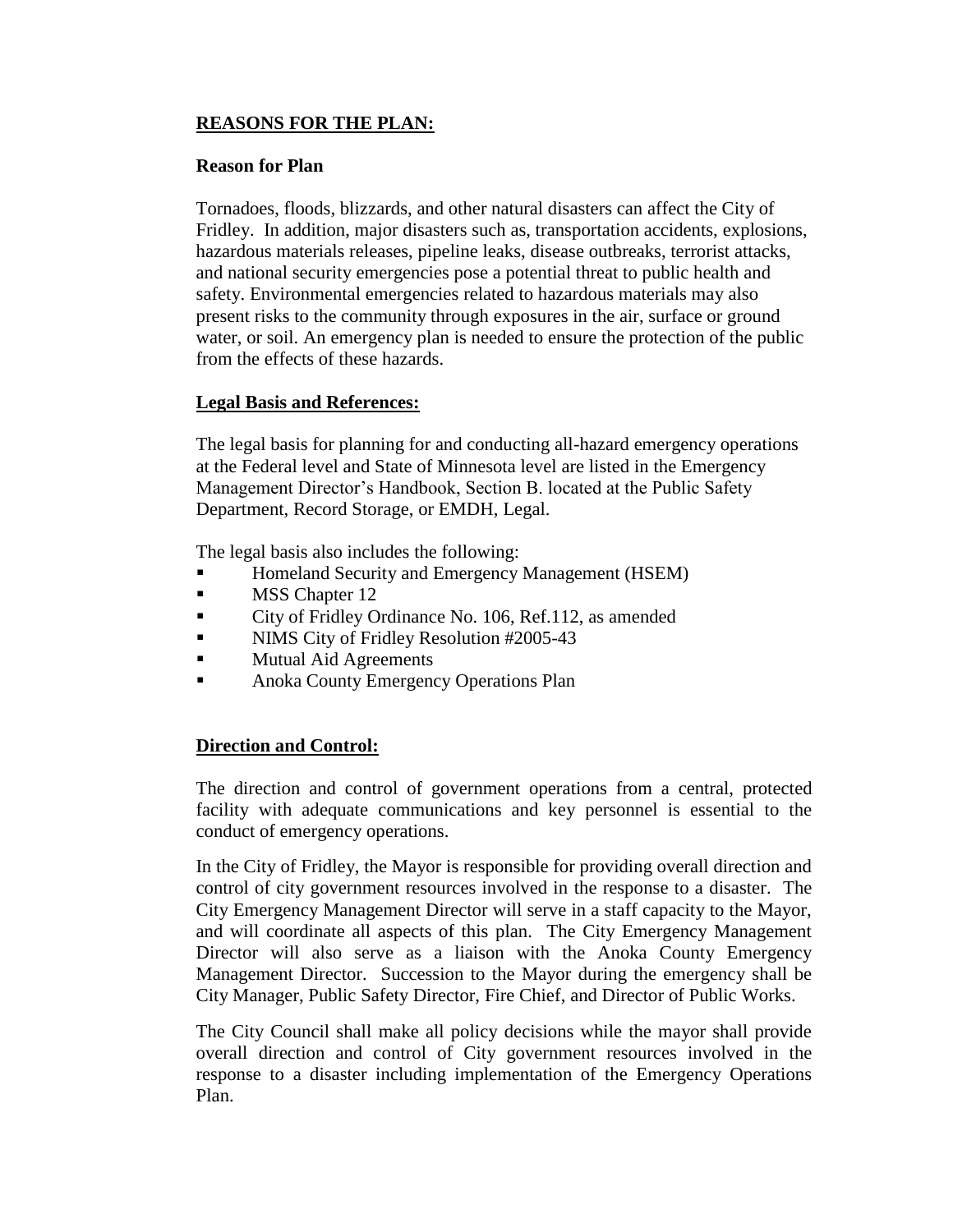## **REASONS FOR THE PLAN:**

### Reason for Plan

Tornadoes, floods, blizzards, and other natural disasters can affect the City of Fridley. In addition, major disasters such as, transportation accidents, explosions, hazardous materials releases, pipeline leaks, disease outbreaks, terrorist attacks, and national security emergencies pose a potential threat to public health and safety. Environmental emergencies related to hazardous materials may also present risks to the community through exposures in the air, surface or ground water, or soil. An emergency plan is needed to ensure the protection of the public from the effects of these hazards.

### **Legal Basis and References:**

The legal basis for planning for and conducting all-hazard emergency operations at the Federal level and State of Minnesota level are listed in the Emergency Management Director's Handbook, Section B. located at the Public Safety Department, Record Storage, or EMDH, Legal.

The legal basis also includes the following:

- Homeland Security and Emergency Management (HSEM)
- MSS Chapter 12
- City of Fridley Ordinance No. 106, Ref.112, as amended
- NIMS City of Fridley Resolution #2005-43
- Mutual Aid Agreements
- Anoka County Emergency Operations Plan

### **Direction and Control:**

The direction and control of government operations from a central, protected facility with adequate communications and key personnel is essential to the conduct of emergency operations.

In the City of Fridley, the Mayor is responsible for providing overall direction and control of city government resources involved in the response to a disaster. The City Emergency Management Director will serve in a staff capacity to the Mayor, and will coordinate all aspects of this plan. The City Emergency Management Director will also serve as a liaison with the Anoka County Emergency Management Director. Succession to the Mayor during the emergency shall be City Manager, Public Safety Director, Fire Chief, and Director of Public Works.

The City Council shall make all policy decisions while the mayor shall provide overall direction and control of City government resources involved in the response to a disaster including implementation of the Emergency Operations Plan.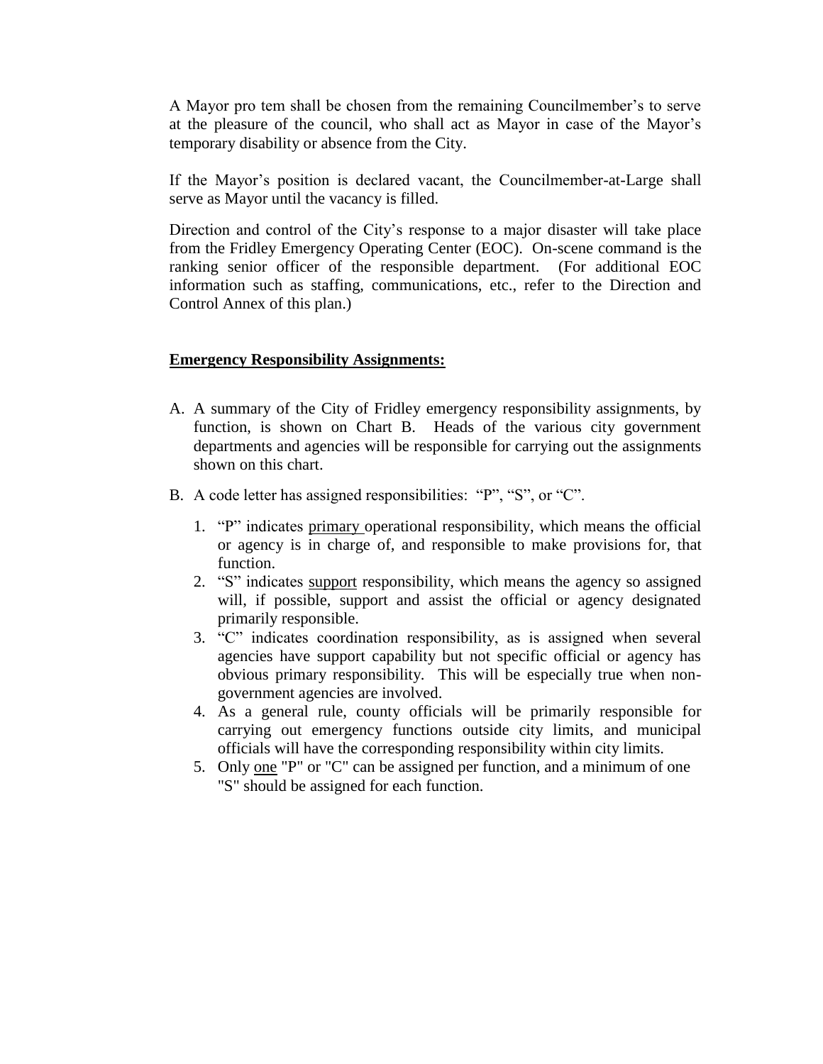A Mayor pro tem shall be chosen from the remaining Councilmember's to serve at the pleasure of the council, who shall act as Mayor in case of the Mayor's temporary disability or absence from the City.

If the Mayor's position is declared vacant, the Councilmember-at-Large shall serve as Mayor until the vacancy is filled.

Direction and control of the City's response to a major disaster will take place from the Fridley Emergency Operating Center (EOC). On-scene command is the ranking senior officer of the responsible department. (For additional EOC information such as staffing, communications, etc., refer to the Direction and Control Annex of this plan.)

**Emergency Responsibility Assignments:**

A. A summary of the City of Fridley emergency responsibility assignments, by function, is shown on Chart B. Heads of the various city government departments and agencies will be responsible for carrying out the assignments shown on this chart.

B. A code letter has assigned responsibilities: "P", "S", or "C".

   1. "P" indicates primary operational responsibility, which means the official or agency is in charge of, and responsible to make provisions for, that function.
   2. "S" indicates support responsibility, which means the agency so assigned will, if possible, support and assist the official or agency designated primarily responsible.
   3. "C" indicates coordination responsibility, as is assigned when several agencies have support capability but not specific official or agency has obvious primary responsibility. This will be especially true when non-government agencies are involved.
   4. As a general rule, county officials will be primarily responsible for carrying out emergency functions outside city limits, and municipal officials will have the corresponding responsibility within city limits.
   5. Only one "P" or "C" can be assigned per function, and a minimum of one "S" should be assigned for each function.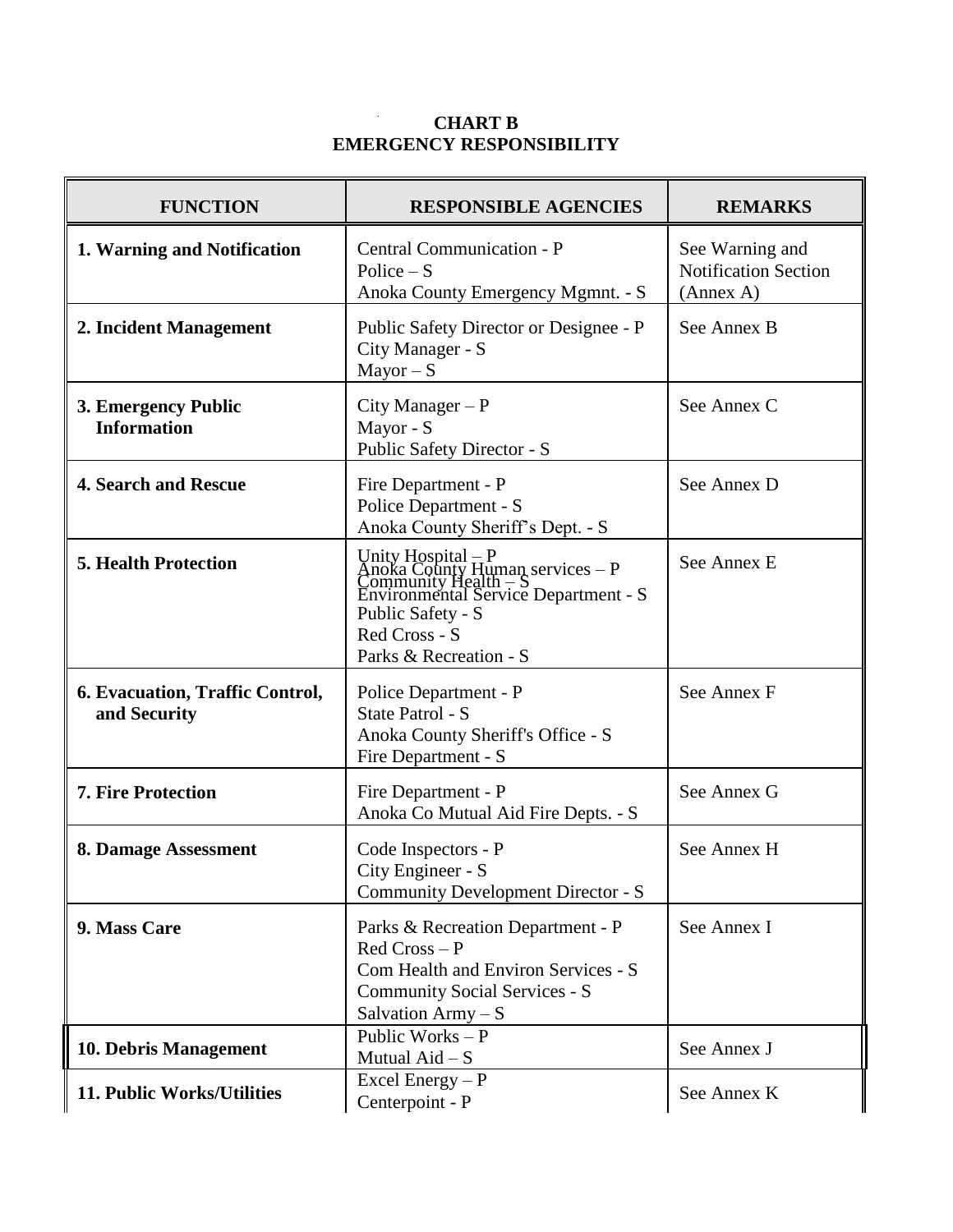**CHART B**
**EMERGENCY RESPONSIBILITY**

| FUNCTION | RESPONSIBLE AGENCIES | REMARKS |
|---|---|---|
| **1. Warning and Notification** | Central Communication - P<br>Police – S<br>Anoka County Emergency Mgmnt. - S | See Warning and Notification Section (Annex A) |
| **2. Incident Management** | Public Safety Director or Designee - P<br>City Manager - S<br>Mayor – S | See Annex B |
| **3. Emergency Public Information** | City Manager – P<br>Mayor - S<br>Public Safety Director - S | See Annex C |
| **4. Search and Rescue** | Fire Department - P<br>Police Department - S<br>Anoka County Sheriff's Dept. - S | See Annex D |
| **5. Health Protection** | Unity Hospital – P<br>Anoka County Human services – P<br>Community Health – S<br>Environmental Service Department - S<br>Public Safety - S<br>Red Cross - S<br>Parks & Recreation - S | See Annex E |
| **6. Evacuation, Traffic Control, and Security** | Police Department - P<br>State Patrol - S<br>Anoka County Sheriff's Office - S<br>Fire Department - S | See Annex F |
| **7. Fire Protection** | Fire Department - P<br>Anoka Co Mutual Aid Fire Depts. - S | See Annex G |
| **8. Damage Assessment** | Code Inspectors - P<br>City Engineer - S<br>Community Development Director - S | See Annex H |
| **9. Mass Care** | Parks & Recreation Department - P<br>Red Cross – P<br>Com Health and Environ Services - S<br>Community Social Services - S<br>Salvation Army – S | See Annex I |
| **10. Debris Management** | Public Works – P<br>Mutual Aid – S | See Annex J |
| **11. Public Works/Utilities** | Excel Energy – P<br>Centerpoint - P | See Annex K |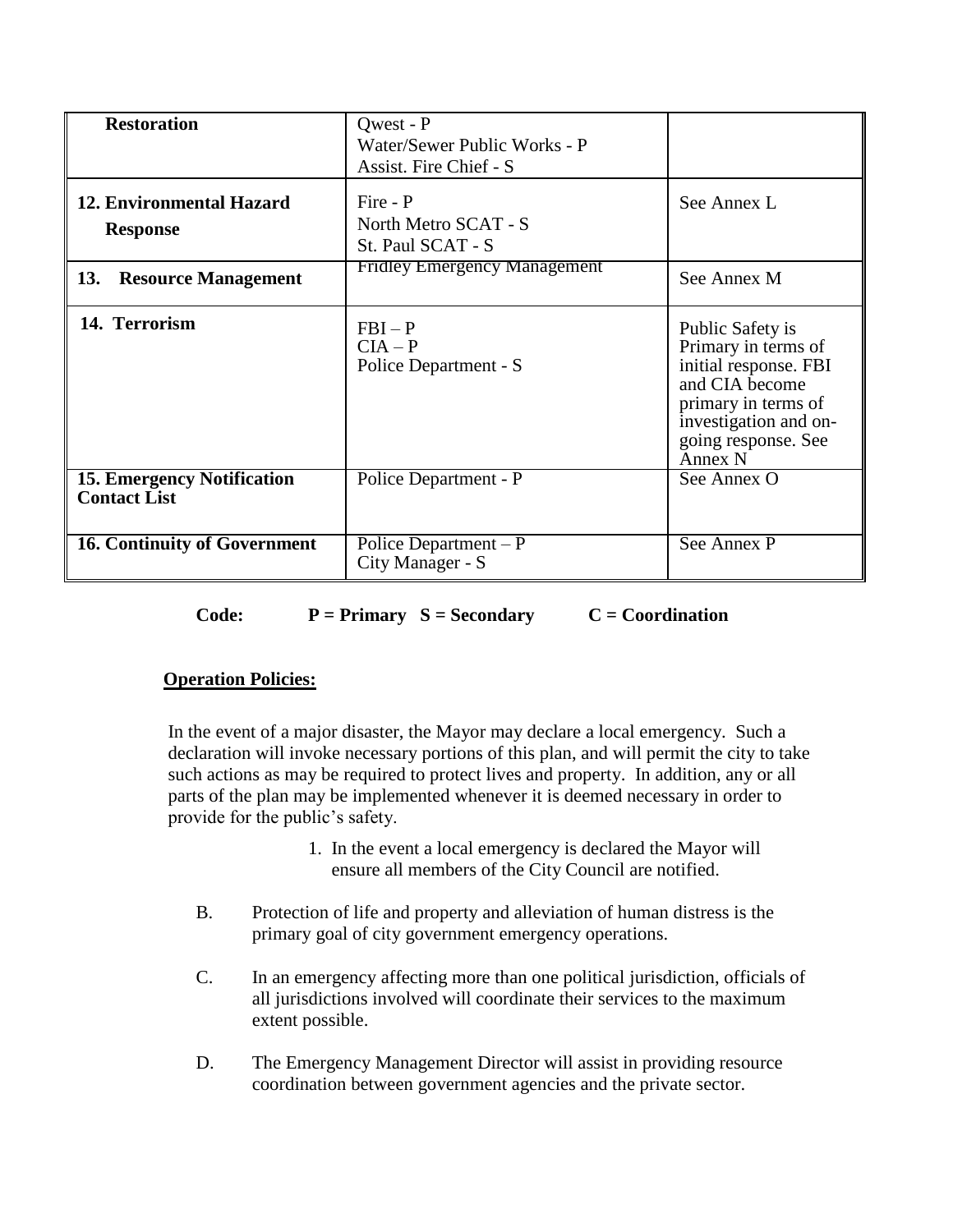| | | |
|---|---|---|
| **Restoration** | Qwest - P<br>Water/Sewer Public Works - P<br>Assist. Fire Chief - S | |
| **12. Environmental Hazard Response** | Fire - P<br>North Metro SCAT - S<br>St. Paul SCAT - S | See Annex L |
| **13. Resource Management** | Fridley Emergency Management | See Annex M |
| **14. Terrorism** | FBI – P<br>CIA – P<br>Police Department - S | Public Safety is Primary in terms of initial response. FBI and CIA become primary in terms of investigation and on-going response. See Annex N |
| **15. Emergency Notification Contact List** | Police Department - P | See Annex O |
| **16. Continuity of Government** | Police Department – P<br>City Manager - S | See Annex P |

**Code: P = Primary S = Secondary C = Coordination**

**<u>Operation Policies:</u>**

In the event of a major disaster, the Mayor may declare a local emergency. Such a declaration will invoke necessary portions of this plan, and will permit the city to take such actions as may be required to protect lives and property. In addition, any or all parts of the plan may be implemented whenever it is deemed necessary in order to provide for the public's safety.

1. In the event a local emergency is declared the Mayor will ensure all members of the City Council are notified.

B. Protection of life and property and alleviation of human distress is the primary goal of city government emergency operations.

C. In an emergency affecting more than one political jurisdiction, officials of all jurisdictions involved will coordinate their services to the maximum extent possible.

D. The Emergency Management Director will assist in providing resource coordination between government agencies and the private sector.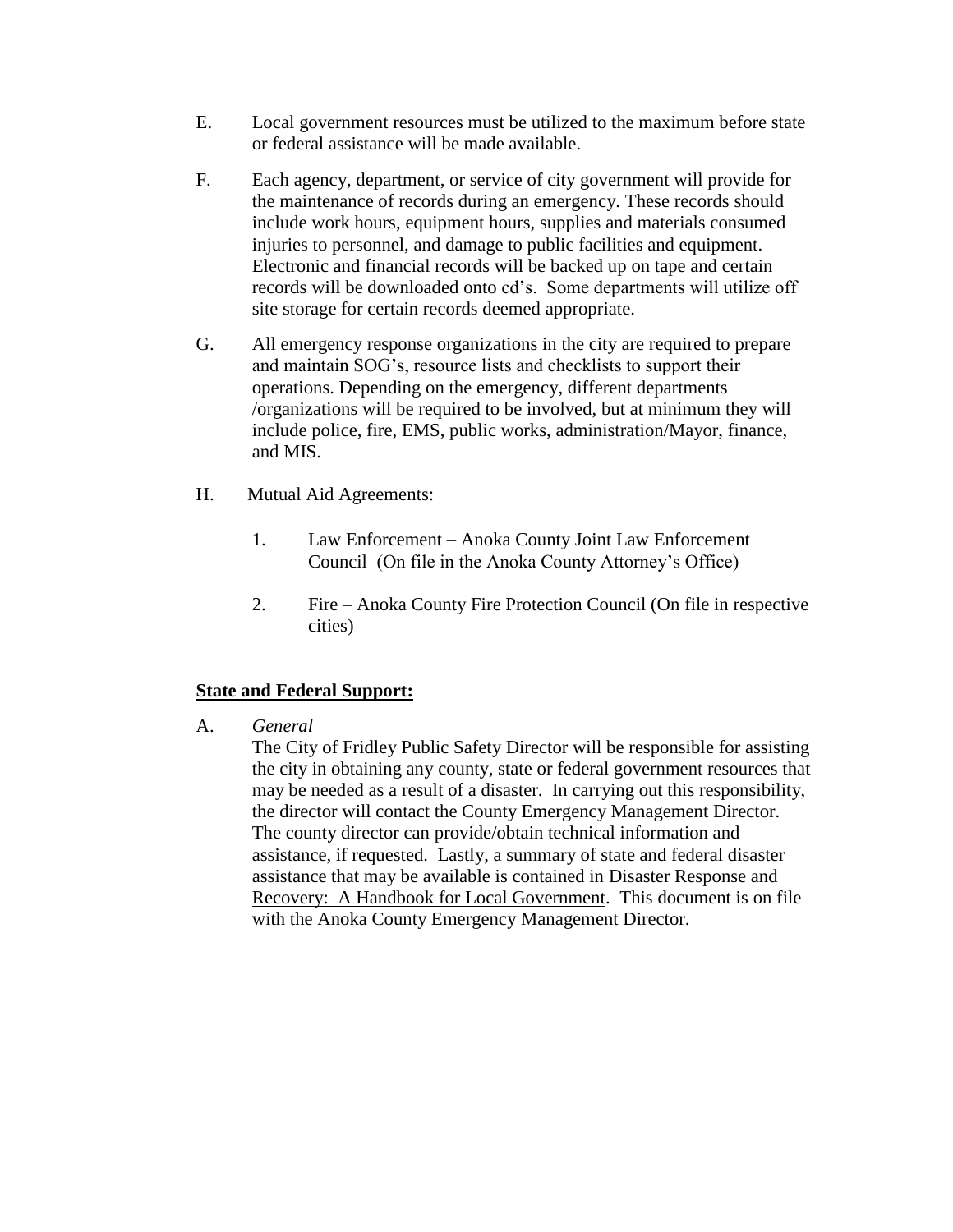E. Local government resources must be utilized to the maximum before state or federal assistance will be made available.

F. Each agency, department, or service of city government will provide for the maintenance of records during an emergency. These records should include work hours, equipment hours, supplies and materials consumed injuries to personnel, and damage to public facilities and equipment. Electronic and financial records will be backed up on tape and certain records will be downloaded onto cd's. Some departments will utilize off site storage for certain records deemed appropriate.

G. All emergency response organizations in the city are required to prepare and maintain SOG's, resource lists and checklists to support their operations. Depending on the emergency, different departments /organizations will be required to be involved, but at minimum they will include police, fire, EMS, public works, administration/Mayor, finance, and MIS.

H. Mutual Aid Agreements:

1. Law Enforcement – Anoka County Joint Law Enforcement Council (On file in the Anoka County Attorney's Office)

2. Fire – Anoka County Fire Protection Council (On file in respective cities)

**State and Federal Support:**

A. *General*

The City of Fridley Public Safety Director will be responsible for assisting the city in obtaining any county, state or federal government resources that may be needed as a result of a disaster. In carrying out this responsibility, the director will contact the County Emergency Management Director. The county director can provide/obtain technical information and assistance, if requested. Lastly, a summary of state and federal disaster assistance that may be available is contained in Disaster Response and Recovery: A Handbook for Local Government. This document is on file with the Anoka County Emergency Management Director.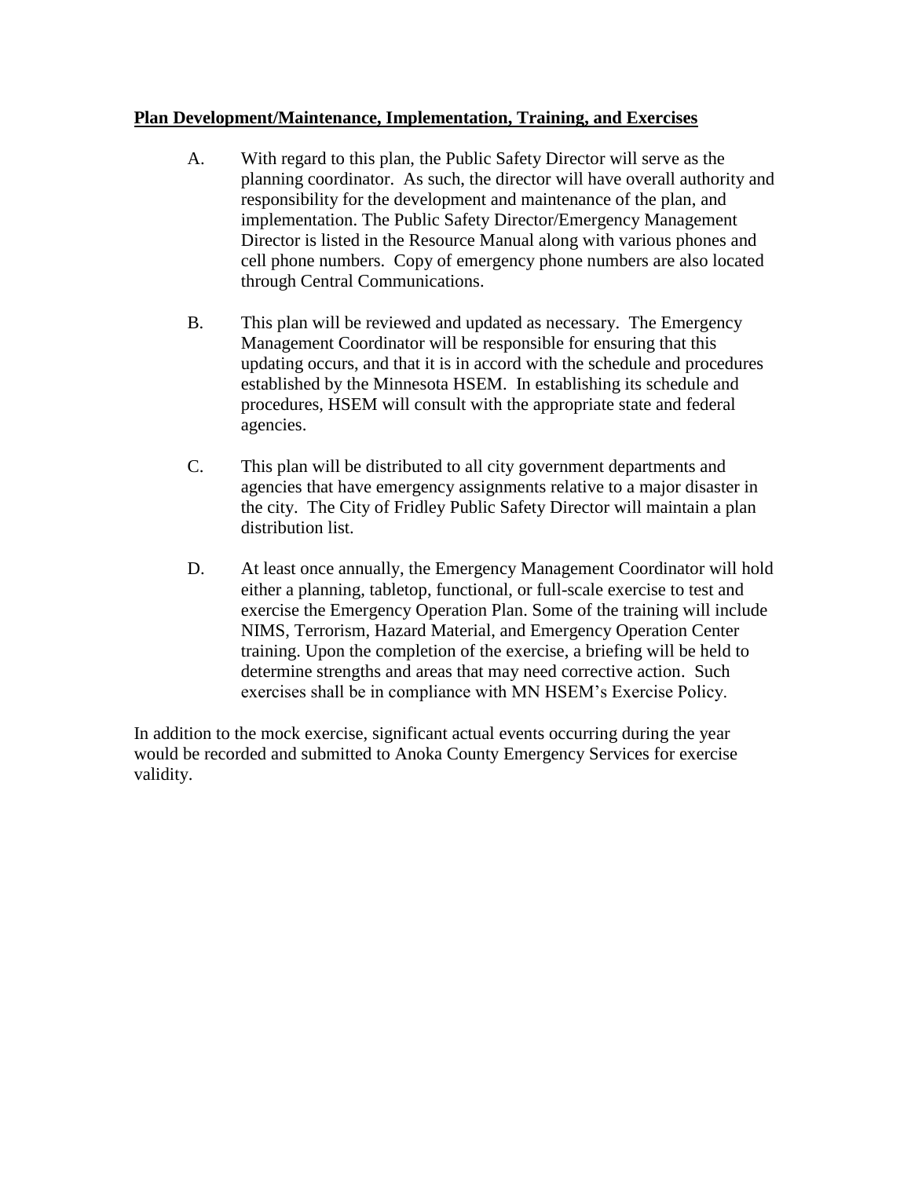**Plan Development/Maintenance, Implementation, Training, and Exercises**

A. With regard to this plan, the Public Safety Director will serve as the planning coordinator. As such, the director will have overall authority and responsibility for the development and maintenance of the plan, and implementation. The Public Safety Director/Emergency Management Director is listed in the Resource Manual along with various phones and cell phone numbers. Copy of emergency phone numbers are also located through Central Communications.

B. This plan will be reviewed and updated as necessary. The Emergency Management Coordinator will be responsible for ensuring that this updating occurs, and that it is in accord with the schedule and procedures established by the Minnesota HSEM. In establishing its schedule and procedures, HSEM will consult with the appropriate state and federal agencies.

C. This plan will be distributed to all city government departments and agencies that have emergency assignments relative to a major disaster in the city. The City of Fridley Public Safety Director will maintain a plan distribution list.

D. At least once annually, the Emergency Management Coordinator will hold either a planning, tabletop, functional, or full-scale exercise to test and exercise the Emergency Operation Plan. Some of the training will include NIMS, Terrorism, Hazard Material, and Emergency Operation Center training. Upon the completion of the exercise, a briefing will be held to determine strengths and areas that may need corrective action. Such exercises shall be in compliance with MN HSEM's Exercise Policy.

In addition to the mock exercise, significant actual events occurring during the year would be recorded and submitted to Anoka County Emergency Services for exercise validity.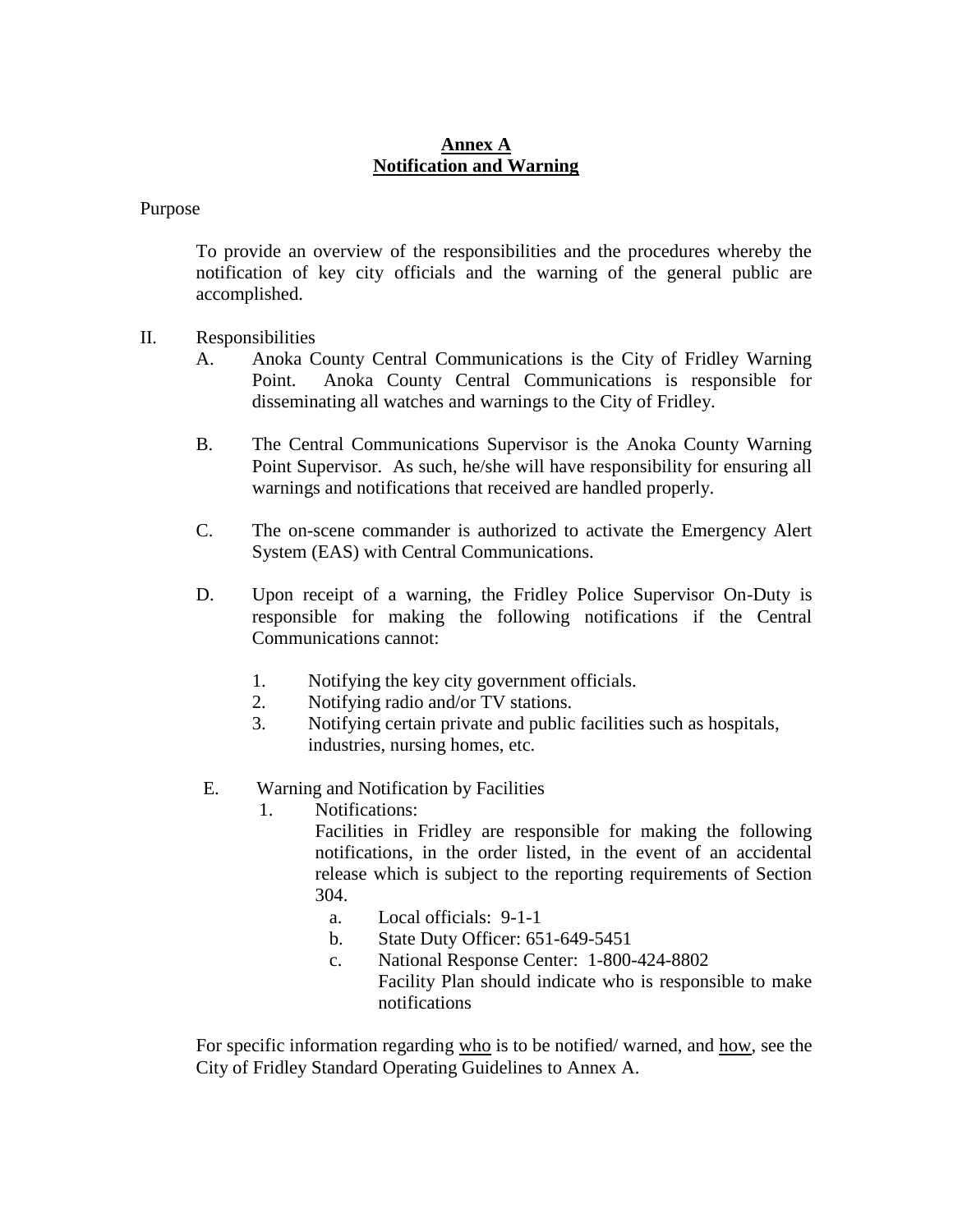# Annex A
## Notification and Warning

Purpose

To provide an overview of the responsibilities and the procedures whereby the notification of key city officials and the warning of the general public are accomplished.

II. Responsibilities

A. Anoka County Central Communications is the City of Fridley Warning Point. Anoka County Central Communications is responsible for disseminating all watches and warnings to the City of Fridley.

B. The Central Communications Supervisor is the Anoka County Warning Point Supervisor. As such, he/she will have responsibility for ensuring all warnings and notifications that received are handled properly.

C. The on-scene commander is authorized to activate the Emergency Alert System (EAS) with Central Communications.

D. Upon receipt of a warning, the Fridley Police Supervisor On-Duty is responsible for making the following notifications if the Central Communications cannot:

1. Notifying the key city government officials.
2. Notifying radio and/or TV stations.
3. Notifying certain private and public facilities such as hospitals, industries, nursing homes, etc.

E. Warning and Notification by Facilities

1. Notifications:
   Facilities in Fridley are responsible for making the following notifications, in the order listed, in the event of an accidental release which is subject to the reporting requirements of Section 304.

   a. Local officials: 9-1-1
   b. State Duty Officer: 651-649-5451
   c. National Response Center: 1-800-424-8802
      Facility Plan should indicate who is responsible to make notifications

For specific information regarding <u>who</u> is to be notified/ warned, and <u>how</u>, see the City of Fridley Standard Operating Guidelines to Annex A.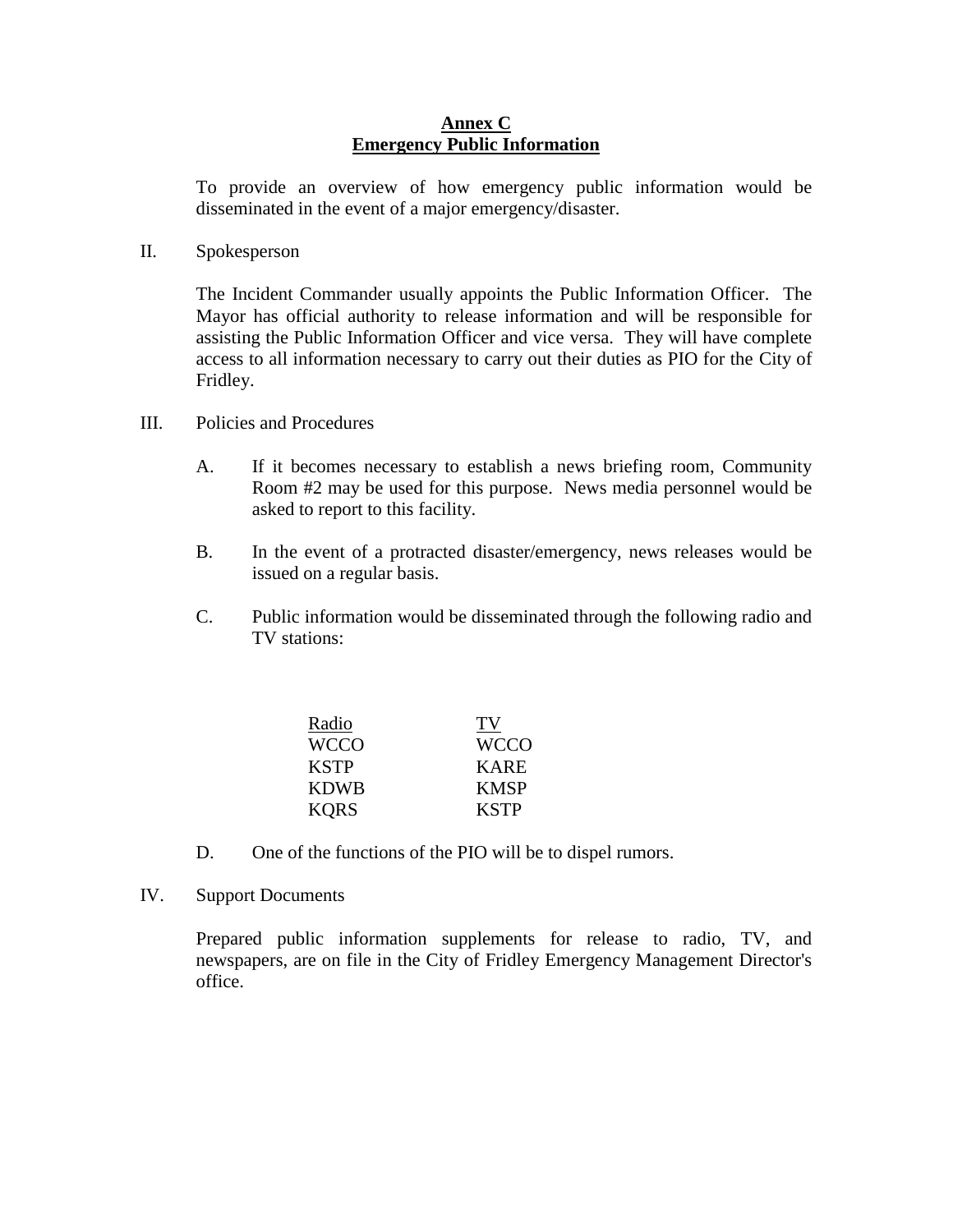**Annex C**
**Emergency Public Information**

To provide an overview of how emergency public information would be disseminated in the event of a major emergency/disaster.

II. Spokesperson

The Incident Commander usually appoints the Public Information Officer. The Mayor has official authority to release information and will be responsible for assisting the Public Information Officer and vice versa. They will have complete access to all information necessary to carry out their duties as PIO for the City of Fridley.

III. Policies and Procedures

A. If it becomes necessary to establish a news briefing room, Community Room #2 may be used for this purpose. News media personnel would be asked to report to this facility.

B. In the event of a protracted disaster/emergency, news releases would be issued on a regular basis.

C. Public information would be disseminated through the following radio and TV stations:

| Radio | TV |
|---|---|
| WCCO | WCCO |
| KSTP | KARE |
| KDWB | KMSP |
| KQRS | KSTP |

D. One of the functions of the PIO will be to dispel rumors.

IV. Support Documents

Prepared public information supplements for release to radio, TV, and newspapers, are on file in the City of Fridley Emergency Management Director's office.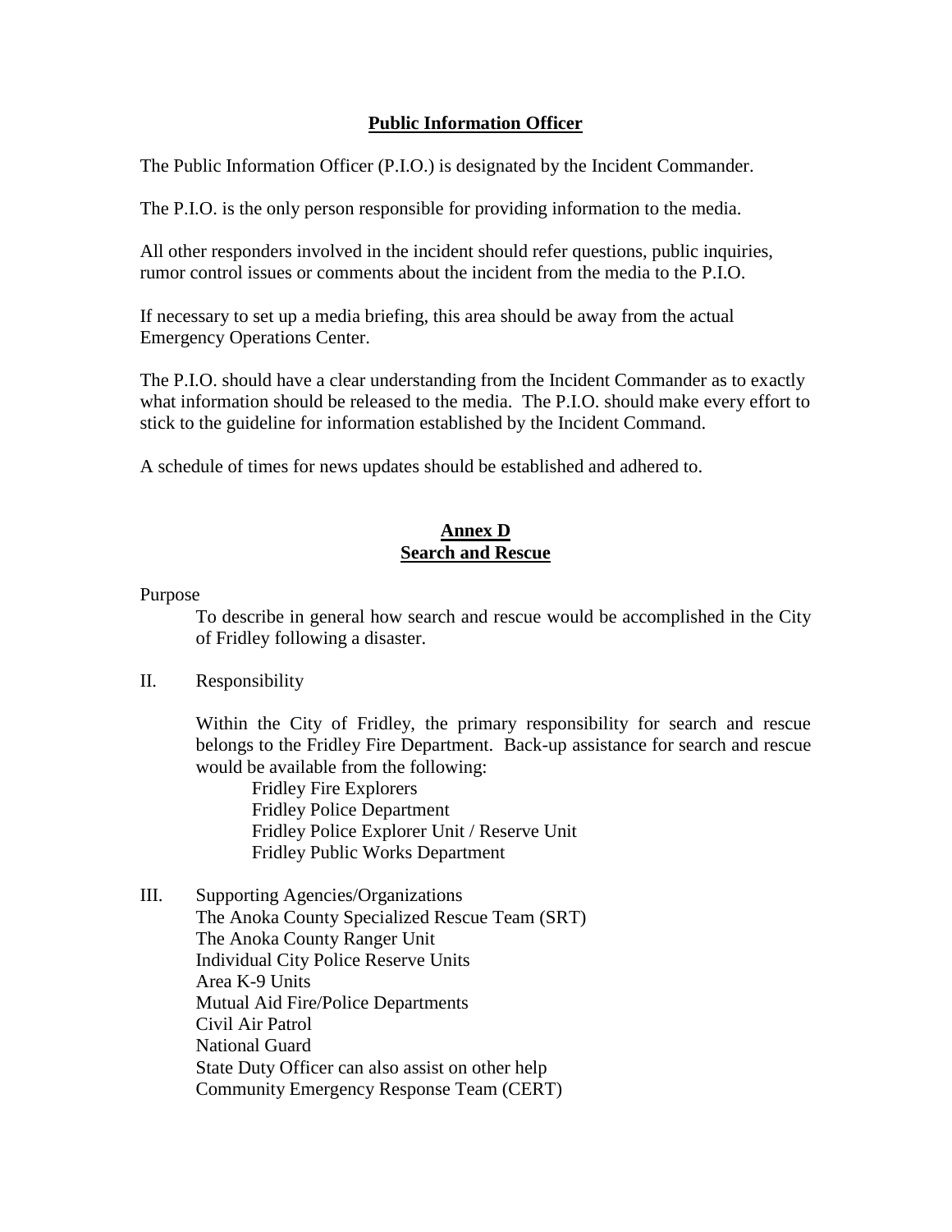## Public Information Officer

The Public Information Officer (P.I.O.) is designated by the Incident Commander.

The P.I.O. is the only person responsible for providing information to the media.

All other responders involved in the incident should refer questions, public inquiries, rumor control issues or comments about the incident from the media to the P.I.O.

If necessary to set up a media briefing, this area should be away from the actual Emergency Operations Center.

The P.I.O. should have a clear understanding from the Incident Commander as to exactly what information should be released to the media. The P.I.O. should make every effort to stick to the guideline for information established by the Incident Command.

A schedule of times for news updates should be established and adhered to.

## Annex D
## Search and Rescue

Purpose

To describe in general how search and rescue would be accomplished in the City of Fridley following a disaster.

II. Responsibility

Within the City of Fridley, the primary responsibility for search and rescue belongs to the Fridley Fire Department. Back-up assistance for search and rescue would be available from the following:

- Fridley Fire Explorers
- Fridley Police Department
- Fridley Police Explorer Unit / Reserve Unit
- Fridley Public Works Department

III. Supporting Agencies/Organizations

- The Anoka County Specialized Rescue Team (SRT)
- The Anoka County Ranger Unit
- Individual City Police Reserve Units
- Area K-9 Units
- Mutual Aid Fire/Police Departments
- Civil Air Patrol
- National Guard
- State Duty Officer can also assist on other help
- Community Emergency Response Team (CERT)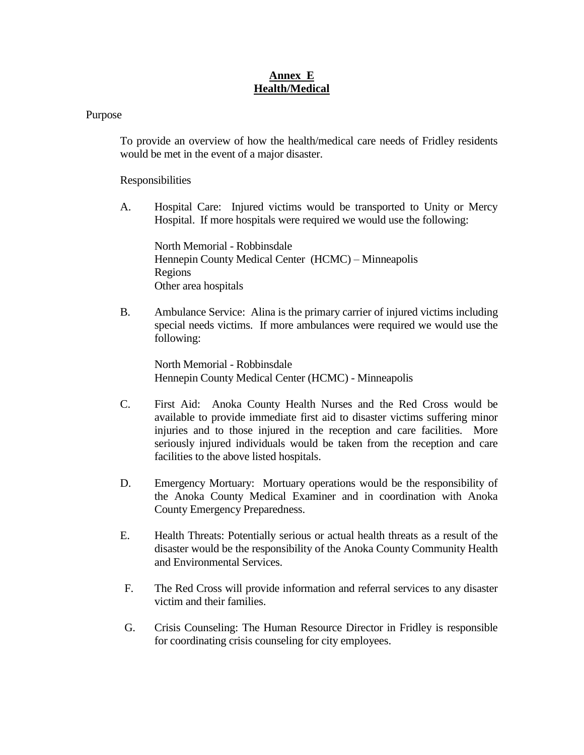# Annex E
# Health/Medical

Purpose

To provide an overview of how the health/medical care needs of Fridley residents would be met in the event of a major disaster.

Responsibilities

A. Hospital Care: Injured victims would be transported to Unity or Mercy Hospital. If more hospitals were required we would use the following:

   North Memorial - Robbinsdale
   Hennepin County Medical Center (HCMC) – Minneapolis
   Regions
   Other area hospitals

B. Ambulance Service: Alina is the primary carrier of injured victims including special needs victims. If more ambulances were required we would use the following:

   North Memorial - Robbinsdale
   Hennepin County Medical Center (HCMC) - Minneapolis

C. First Aid: Anoka County Health Nurses and the Red Cross would be available to provide immediate first aid to disaster victims suffering minor injuries and to those injured in the reception and care facilities. More seriously injured individuals would be taken from the reception and care facilities to the above listed hospitals.

D. Emergency Mortuary: Mortuary operations would be the responsibility of the Anoka County Medical Examiner and in coordination with Anoka County Emergency Preparedness.

E. Health Threats: Potentially serious or actual health threats as a result of the disaster would be the responsibility of the Anoka County Community Health and Environmental Services.

F. The Red Cross will provide information and referral services to any disaster victim and their families.

G. Crisis Counseling: The Human Resource Director in Fridley is responsible for coordinating crisis counseling for city employees.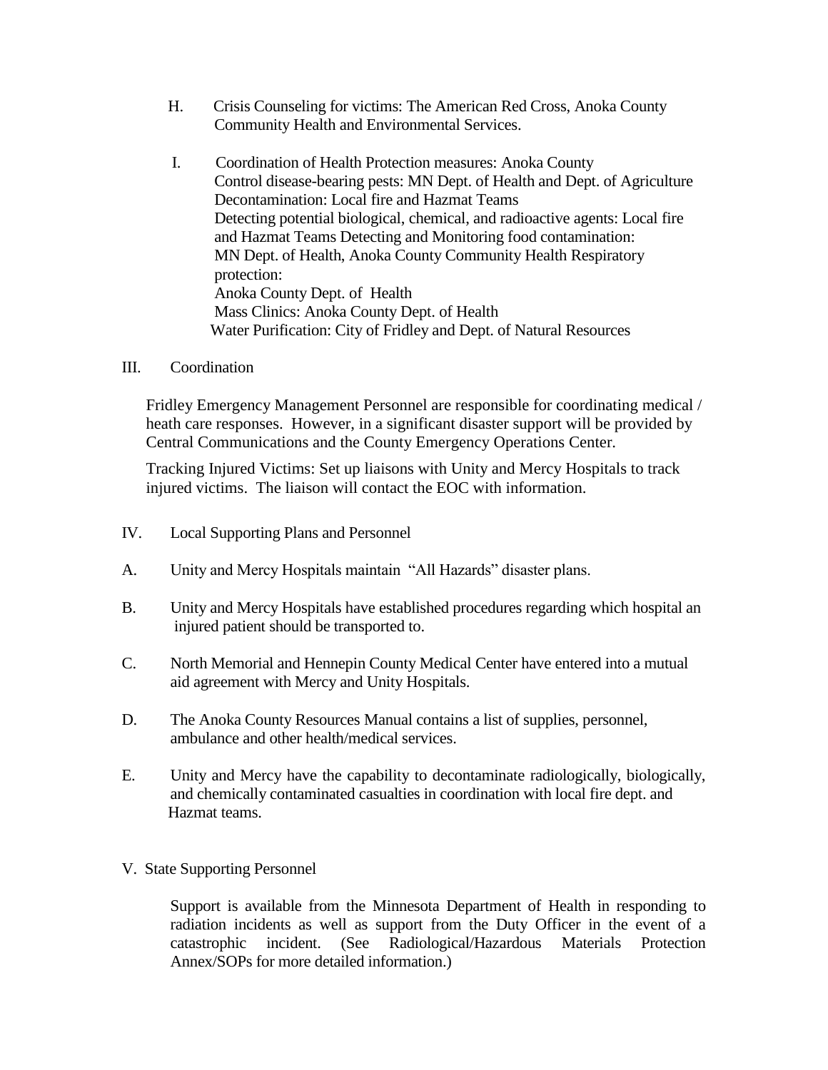H. Crisis Counseling for victims: The American Red Cross, Anoka County Community Health and Environmental Services.

I. Coordination of Health Protection measures: Anoka County
Control disease-bearing pests: MN Dept. of Health and Dept. of Agriculture
Decontamination: Local fire and Hazmat Teams
Detecting potential biological, chemical, and radioactive agents: Local fire and Hazmat Teams Detecting and Monitoring food contamination: MN Dept. of Health, Anoka County Community Health Respiratory protection:
Anoka County Dept. of Health
Mass Clinics: Anoka County Dept. of Health
Water Purification: City of Fridley and Dept. of Natural Resources

III. Coordination

Fridley Emergency Management Personnel are responsible for coordinating medical / heath care responses. However, in a significant disaster support will be provided by Central Communications and the County Emergency Operations Center.

Tracking Injured Victims: Set up liaisons with Unity and Mercy Hospitals to track injured victims. The liaison will contact the EOC with information.

IV. Local Supporting Plans and Personnel

A. Unity and Mercy Hospitals maintain "All Hazards" disaster plans.

B. Unity and Mercy Hospitals have established procedures regarding which hospital an injured patient should be transported to.

C. North Memorial and Hennepin County Medical Center have entered into a mutual aid agreement with Mercy and Unity Hospitals.

D. The Anoka County Resources Manual contains a list of supplies, personnel, ambulance and other health/medical services.

E. Unity and Mercy have the capability to decontaminate radiologically, biologically, and chemically contaminated casualties in coordination with local fire dept. and Hazmat teams.

V. State Supporting Personnel

Support is available from the Minnesota Department of Health in responding to radiation incidents as well as support from the Duty Officer in the event of a catastrophic incident. (See Radiological/Hazardous Materials Protection Annex/SOPs for more detailed information.)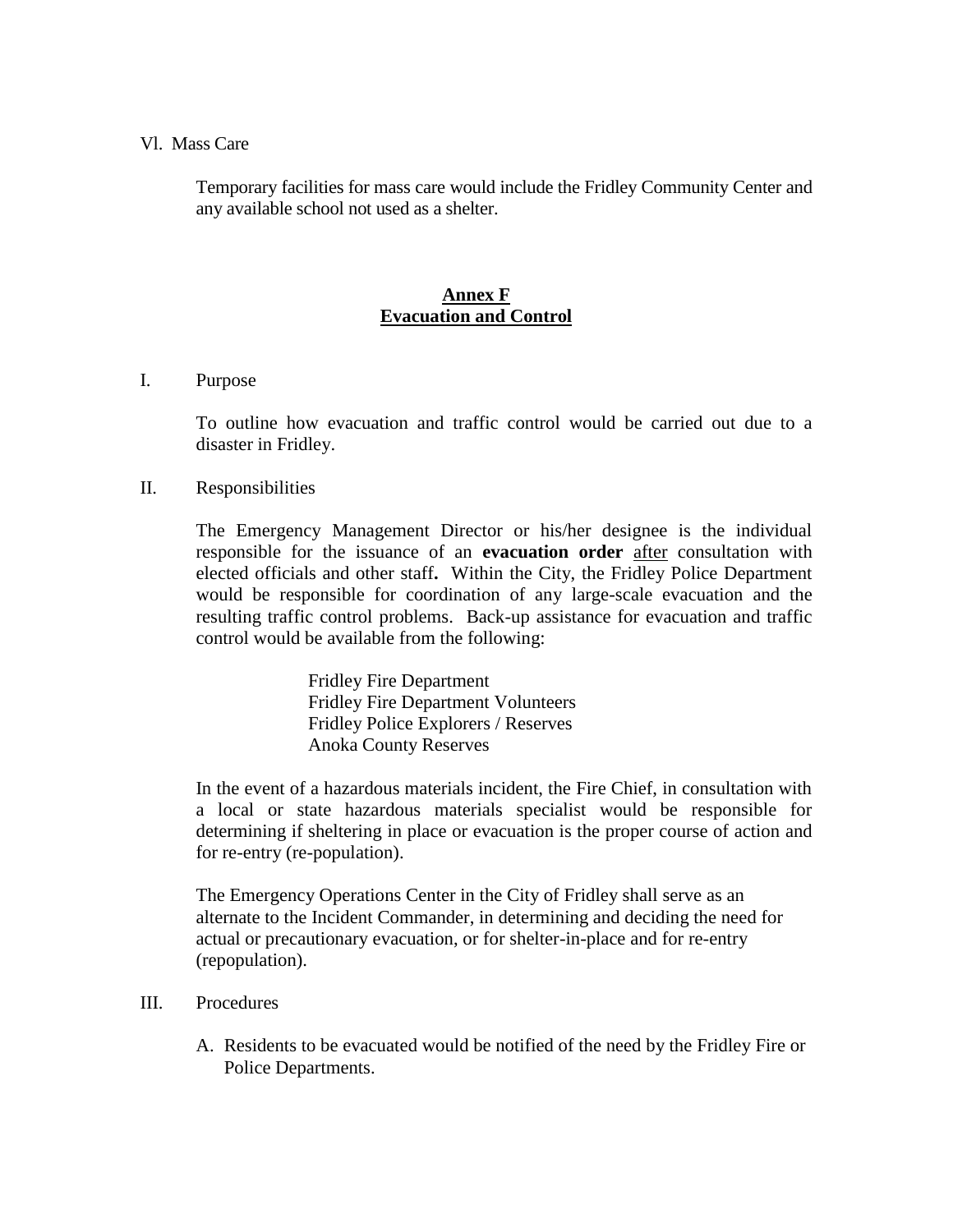Vl. Mass Care

Temporary facilities for mass care would include the Fridley Community Center and any available school not used as a shelter.

## Annex F
## Evacuation and Control

I. Purpose

To outline how evacuation and traffic control would be carried out due to a disaster in Fridley.

II. Responsibilities

The Emergency Management Director or his/her designee is the individual responsible for the issuance of an **evacuation order** after consultation with elected officials and other staff**.** Within the City, the Fridley Police Department would be responsible for coordination of any large-scale evacuation and the resulting traffic control problems. Back-up assistance for evacuation and traffic control would be available from the following:

Fridley Fire Department
Fridley Fire Department Volunteers
Fridley Police Explorers / Reserves
Anoka County Reserves

In the event of a hazardous materials incident, the Fire Chief, in consultation with a local or state hazardous materials specialist would be responsible for determining if sheltering in place or evacuation is the proper course of action and for re-entry (re-population).

The Emergency Operations Center in the City of Fridley shall serve as an alternate to the Incident Commander, in determining and deciding the need for actual or precautionary evacuation, or for shelter-in-place and for re-entry (repopulation).

III. Procedures

A. Residents to be evacuated would be notified of the need by the Fridley Fire or Police Departments.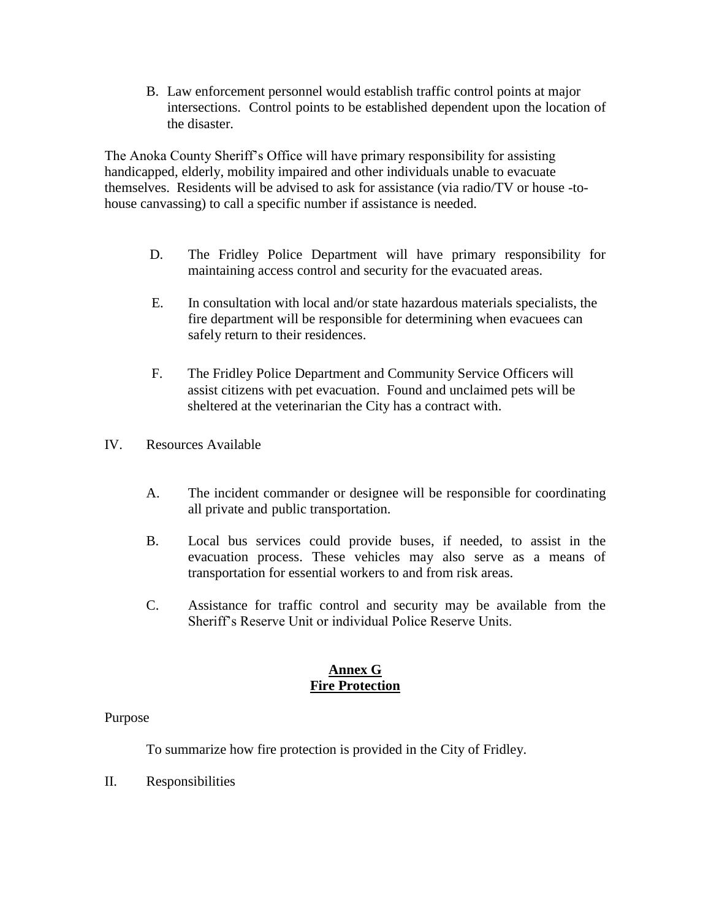B. Law enforcement personnel would establish traffic control points at major intersections. Control points to be established dependent upon the location of the disaster.

The Anoka County Sheriff's Office will have primary responsibility for assisting handicapped, elderly, mobility impaired and other individuals unable to evacuate themselves. Residents will be advised to ask for assistance (via radio/TV or house -to-house canvassing) to call a specific number if assistance is needed.

D. The Fridley Police Department will have primary responsibility for maintaining access control and security for the evacuated areas.

E. In consultation with local and/or state hazardous materials specialists, the fire department will be responsible for determining when evacuees can safely return to their residences.

F. The Fridley Police Department and Community Service Officers will assist citizens with pet evacuation. Found and unclaimed pets will be sheltered at the veterinarian the City has a contract with.

IV. Resources Available

A. The incident commander or designee will be responsible for coordinating all private and public transportation.

B. Local bus services could provide buses, if needed, to assist in the evacuation process. These vehicles may also serve as a means of transportation for essential workers to and from risk areas.

C. Assistance for traffic control and security may be available from the Sheriff's Reserve Unit or individual Police Reserve Units.

## Annex G
## Fire Protection

Purpose

To summarize how fire protection is provided in the City of Fridley.

II. Responsibilities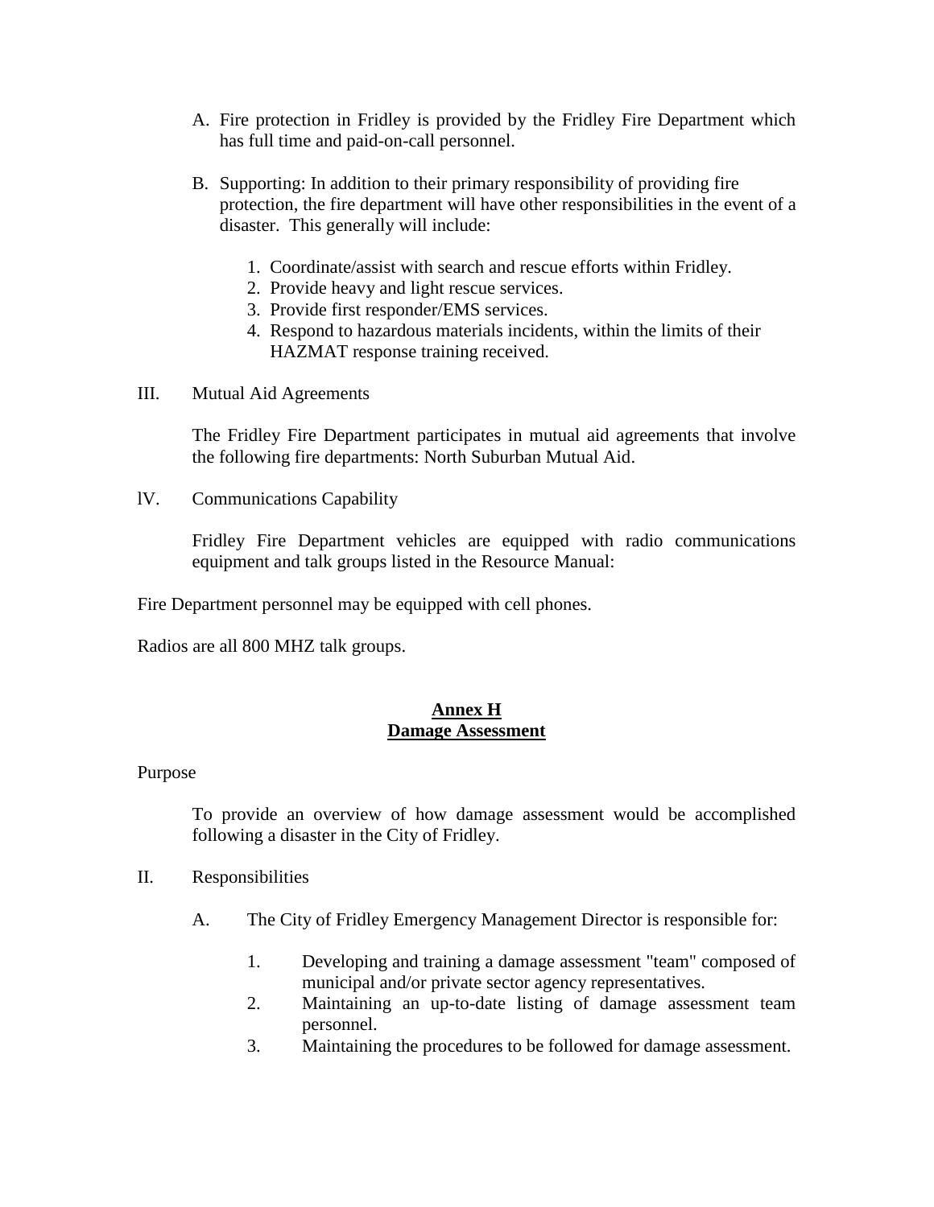A. Fire protection in Fridley is provided by the Fridley Fire Department which has full time and paid-on-call personnel.

B. Supporting: In addition to their primary responsibility of providing fire protection, the fire department will have other responsibilities in the event of a disaster. This generally will include:

   1. Coordinate/assist with search and rescue efforts within Fridley.
   2. Provide heavy and light rescue services.
   3. Provide first responder/EMS services.
   4. Respond to hazardous materials incidents, within the limits of their HAZMAT response training received.

III. Mutual Aid Agreements

The Fridley Fire Department participates in mutual aid agreements that involve the following fire departments: North Suburban Mutual Aid.

lV. Communications Capability

Fridley Fire Department vehicles are equipped with radio communications equipment and talk groups listed in the Resource Manual:

Fire Department personnel may be equipped with cell phones.

Radios are all 800 MHZ talk groups.

## Annex H
## Damage Assessment

Purpose

To provide an overview of how damage assessment would be accomplished following a disaster in the City of Fridley.

II. Responsibilities

A. The City of Fridley Emergency Management Director is responsible for:

   1. Developing and training a damage assessment "team" composed of municipal and/or private sector agency representatives.
   2. Maintaining an up-to-date listing of damage assessment team personnel.
   3. Maintaining the procedures to be followed for damage assessment.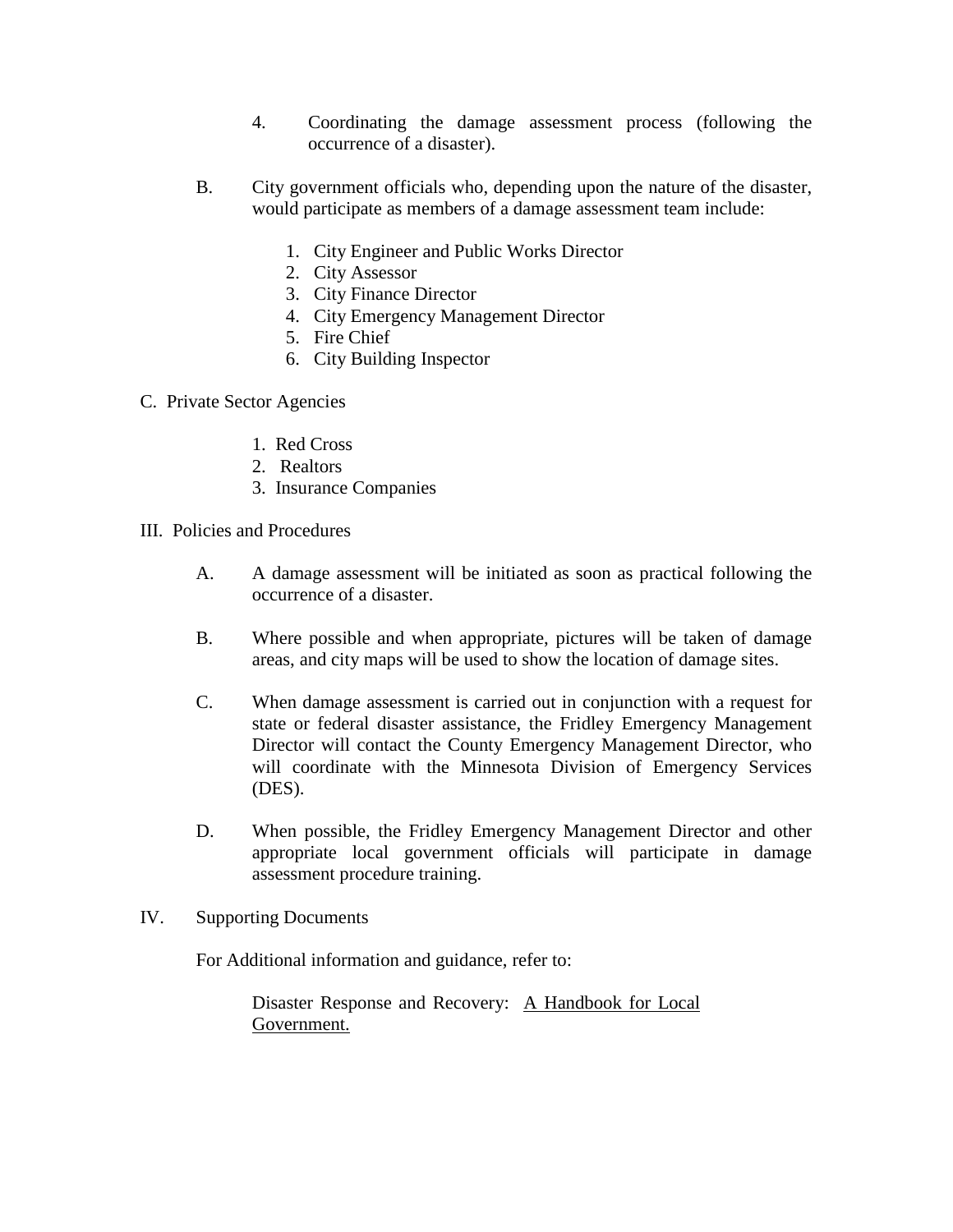4. Coordinating the damage assessment process (following the occurrence of a disaster).

B. City government officials who, depending upon the nature of the disaster, would participate as members of a damage assessment team include:

   1. City Engineer and Public Works Director
   2. City Assessor
   3. City Finance Director
   4. City Emergency Management Director
   5. Fire Chief
   6. City Building Inspector

C. Private Sector Agencies

   1. Red Cross
   2. Realtors
   3. Insurance Companies

III. Policies and Procedures

A. A damage assessment will be initiated as soon as practical following the occurrence of a disaster.

B. Where possible and when appropriate, pictures will be taken of damage areas, and city maps will be used to show the location of damage sites.

C. When damage assessment is carried out in conjunction with a request for state or federal disaster assistance, the Fridley Emergency Management Director will contact the County Emergency Management Director, who will coordinate with the Minnesota Division of Emergency Services (DES).

D. When possible, the Fridley Emergency Management Director and other appropriate local government officials will participate in damage assessment procedure training.

IV. Supporting Documents

For Additional information and guidance, refer to:

Disaster Response and Recovery: <u>A Handbook for Local Government.</u>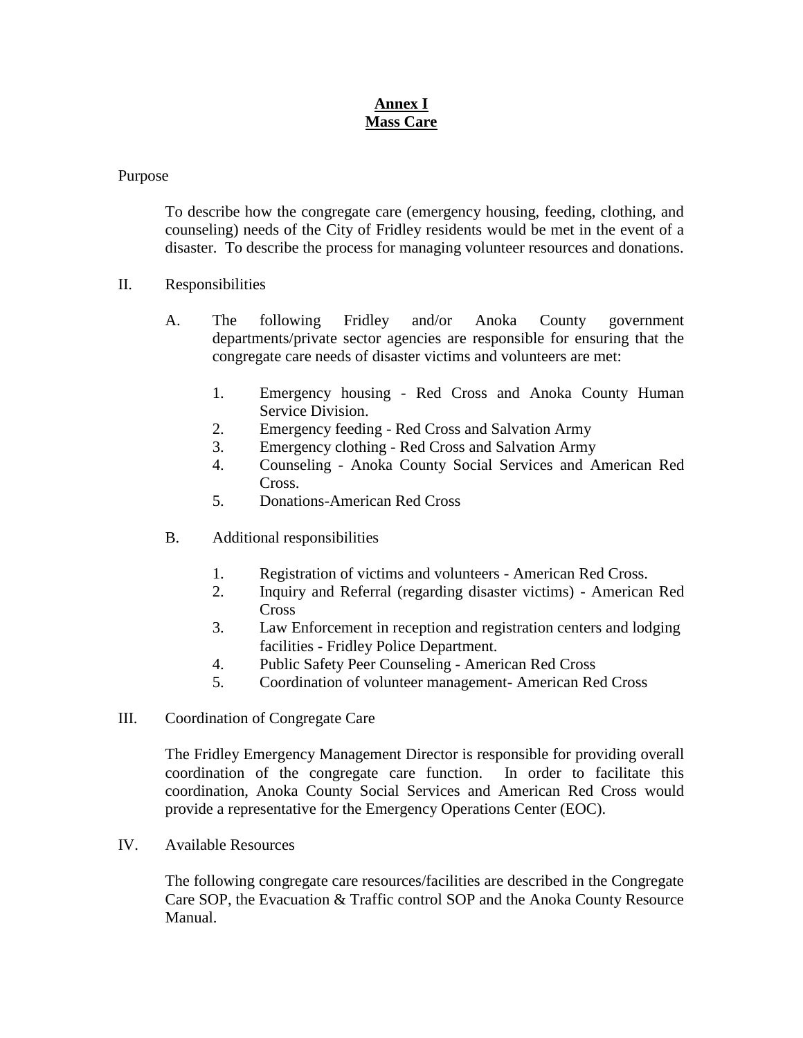# Annex I
# Mass Care

Purpose

To describe how the congregate care (emergency housing, feeding, clothing, and counseling) needs of the City of Fridley residents would be met in the event of a disaster. To describe the process for managing volunteer resources and donations.

II. Responsibilities

A. The following Fridley and/or Anoka County government departments/private sector agencies are responsible for ensuring that the congregate care needs of disaster victims and volunteers are met:

1. Emergency housing - Red Cross and Anoka County Human Service Division.
2. Emergency feeding - Red Cross and Salvation Army
3. Emergency clothing - Red Cross and Salvation Army
4. Counseling - Anoka County Social Services and American Red Cross.
5. Donations-American Red Cross

B. Additional responsibilities

1. Registration of victims and volunteers - American Red Cross.
2. Inquiry and Referral (regarding disaster victims) - American Red Cross
3. Law Enforcement in reception and registration centers and lodging facilities - Fridley Police Department.
4. Public Safety Peer Counseling - American Red Cross
5. Coordination of volunteer management- American Red Cross

III. Coordination of Congregate Care

The Fridley Emergency Management Director is responsible for providing overall coordination of the congregate care function. In order to facilitate this coordination, Anoka County Social Services and American Red Cross would provide a representative for the Emergency Operations Center (EOC).

IV. Available Resources

The following congregate care resources/facilities are described in the Congregate Care SOP, the Evacuation & Traffic control SOP and the Anoka County Resource Manual.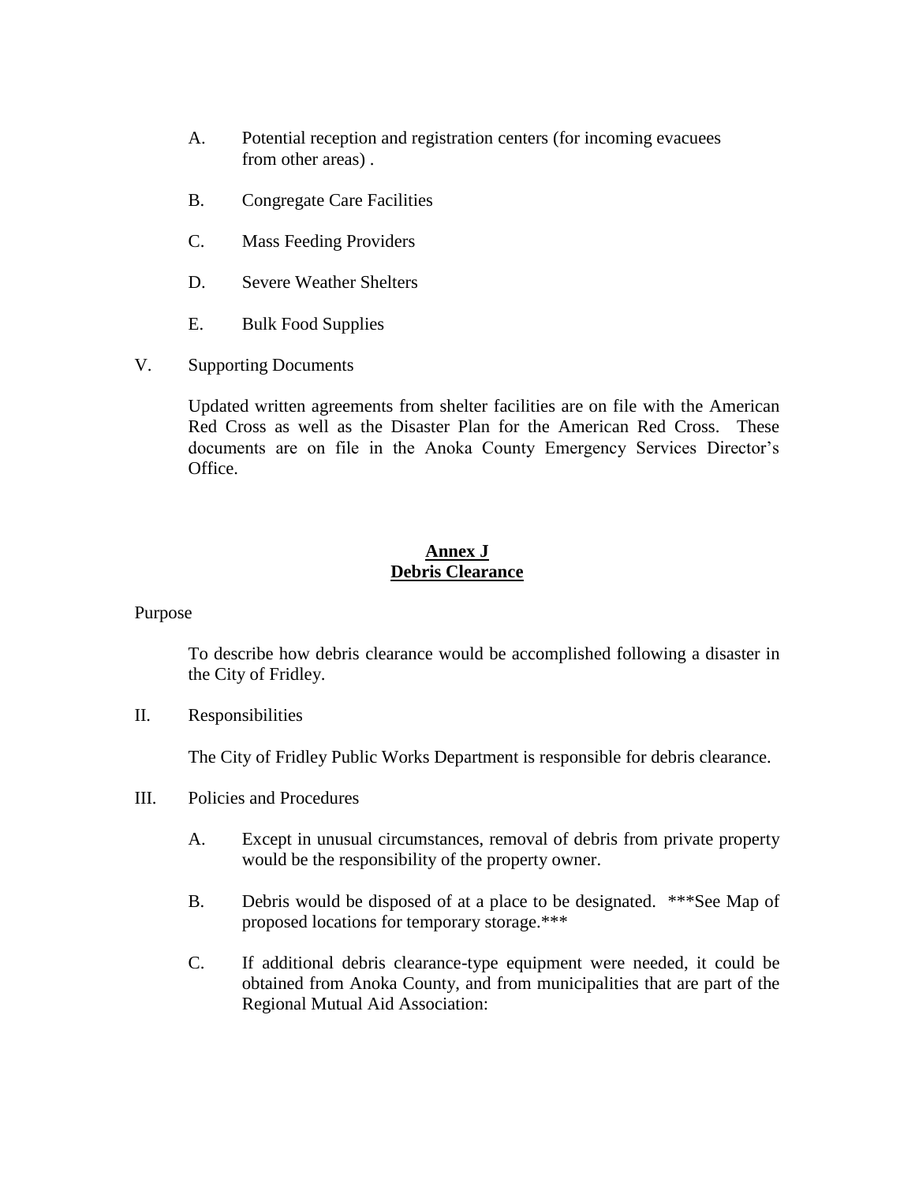A. Potential reception and registration centers (for incoming evacuees from other areas) .

B. Congregate Care Facilities

C. Mass Feeding Providers

D. Severe Weather Shelters

E. Bulk Food Supplies

V. Supporting Documents

Updated written agreements from shelter facilities are on file with the American Red Cross as well as the Disaster Plan for the American Red Cross. These documents are on file in the Anoka County Emergency Services Director's Office.

## Annex J
## Debris Clearance

Purpose

To describe how debris clearance would be accomplished following a disaster in the City of Fridley.

II. Responsibilities

The City of Fridley Public Works Department is responsible for debris clearance.

III. Policies and Procedures

A. Except in unusual circumstances, removal of debris from private property would be the responsibility of the property owner.

B. Debris would be disposed of at a place to be designated. ***See Map of proposed locations for temporary storage.***

C. If additional debris clearance-type equipment were needed, it could be obtained from Anoka County, and from municipalities that are part of the Regional Mutual Aid Association: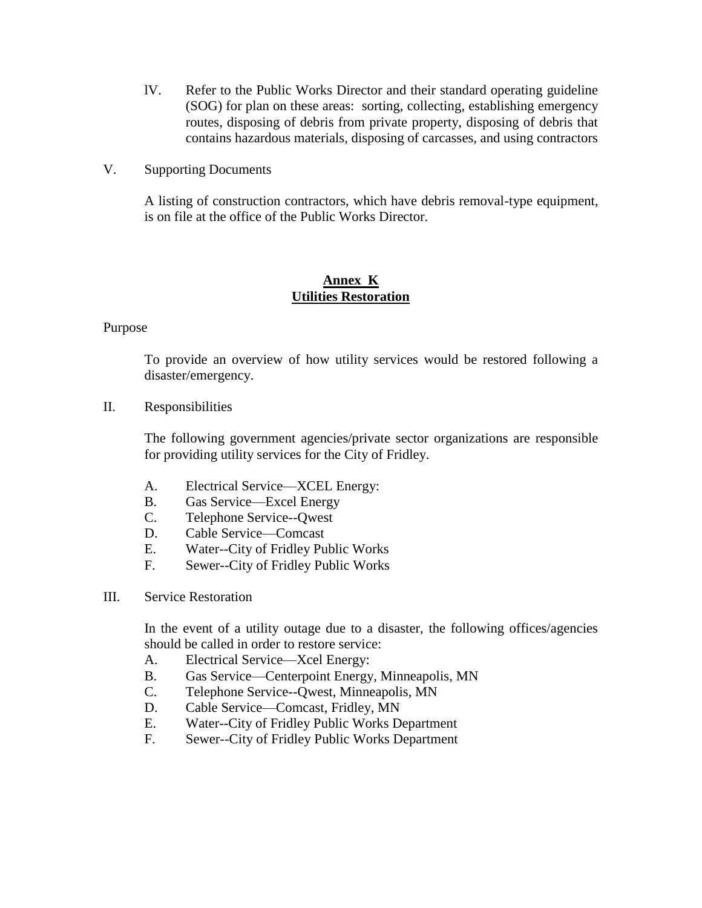lV. Refer to the Public Works Director and their standard operating guideline (SOG) for plan on these areas: sorting, collecting, establishing emergency routes, disposing of debris from private property, disposing of debris that contains hazardous materials, disposing of carcasses, and using contractors

V. Supporting Documents

A listing of construction contractors, which have debris removal-type equipment, is on file at the office of the Public Works Director.

## **Annex K**
## **Utilities Restoration**

Purpose

To provide an overview of how utility services would be restored following a disaster/emergency.

II. Responsibilities

The following government agencies/private sector organizations are responsible for providing utility services for the City of Fridley.

A. Electrical Service—XCEL Energy:
B. Gas Service—Excel Energy
C. Telephone Service--Qwest
D. Cable Service—Comcast
E. Water--City of Fridley Public Works
F. Sewer--City of Fridley Public Works

III. Service Restoration

In the event of a utility outage due to a disaster, the following offices/agencies should be called in order to restore service:

A. Electrical Service—Xcel Energy:
B. Gas Service—Centerpoint Energy, Minneapolis, MN
C. Telephone Service--Qwest, Minneapolis, MN
D. Cable Service—Comcast, Fridley, MN
E. Water--City of Fridley Public Works Department
F. Sewer--City of Fridley Public Works Department